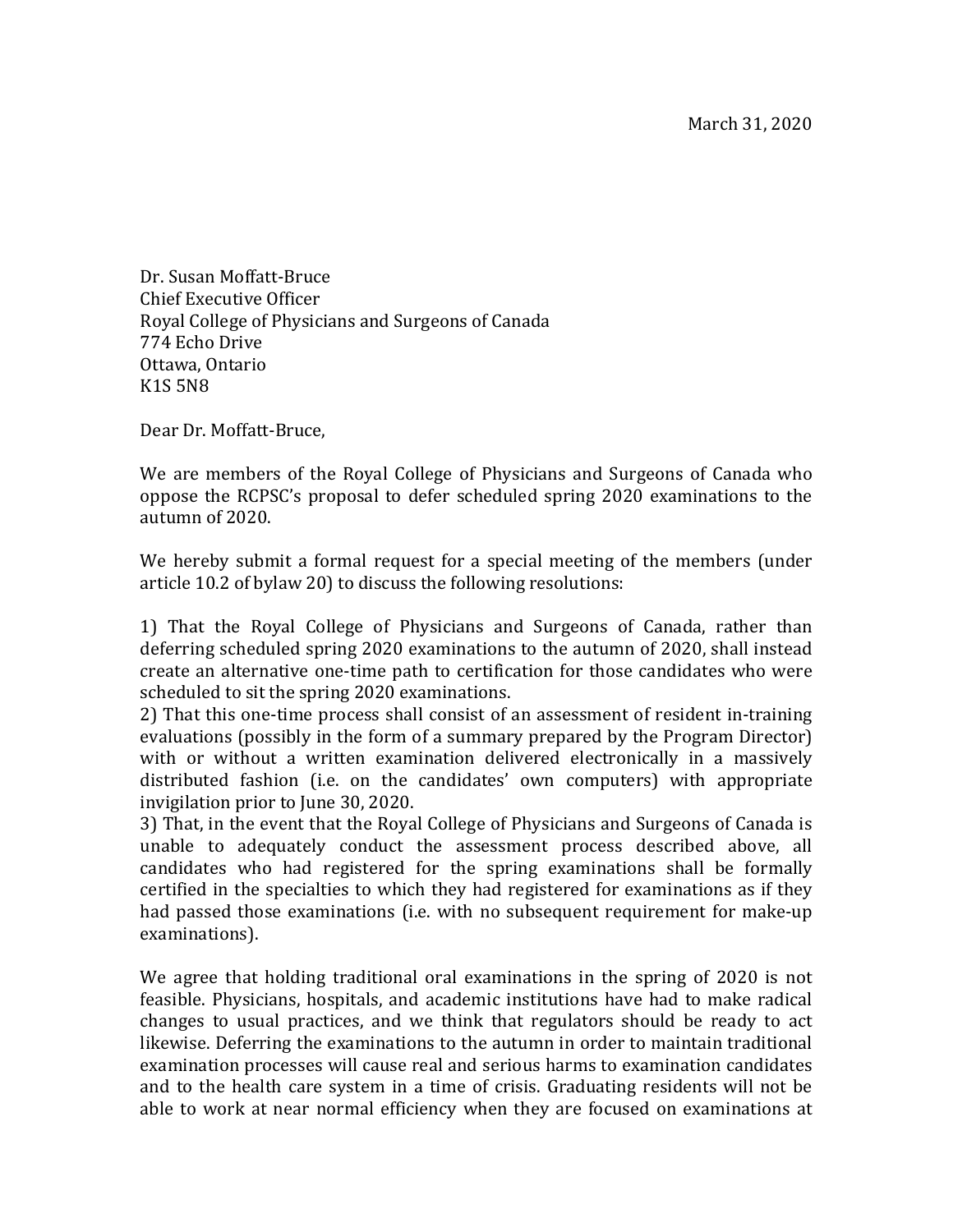March 31, 2020

Dr. Susan Moffatt-Bruce
Chief Executive Officer
Royal College of Physicians and Surgeons of Canada
774 Echo Drive
Ottawa, Ontario
K1S 5N8

Dear Dr. Moffatt-Bruce,

We are members of the Royal College of Physicians and Surgeons of Canada who oppose the RCPSC's proposal to defer scheduled spring 2020 examinations to the autumn of 2020.

We hereby submit a formal request for a special meeting of the members (under article 10.2 of bylaw 20) to discuss the following resolutions:

1) That the Royal College of Physicians and Surgeons of Canada, rather than deferring scheduled spring 2020 examinations to the autumn of 2020, shall instead create an alternative one-time path to certification for those candidates who were scheduled to sit the spring 2020 examinations.
2) That this one-time process shall consist of an assessment of resident in-training evaluations (possibly in the form of a summary prepared by the Program Director) with or without a written examination delivered electronically in a massively distributed fashion (i.e. on the candidates' own computers) with appropriate invigilation prior to June 30, 2020.
3) That, in the event that the Royal College of Physicians and Surgeons of Canada is unable to adequately conduct the assessment process described above, all candidates who had registered for the spring examinations shall be formally certified in the specialties to which they had registered for examinations as if they had passed those examinations (i.e. with no subsequent requirement for make-up examinations).

We agree that holding traditional oral examinations in the spring of 2020 is not feasible. Physicians, hospitals, and academic institutions have had to make radical changes to usual practices, and we think that regulators should be ready to act likewise. Deferring the examinations to the autumn in order to maintain traditional examination processes will cause real and serious harms to examination candidates and to the health care system in a time of crisis. Graduating residents will not be able to work at near normal efficiency when they are focused on examinations at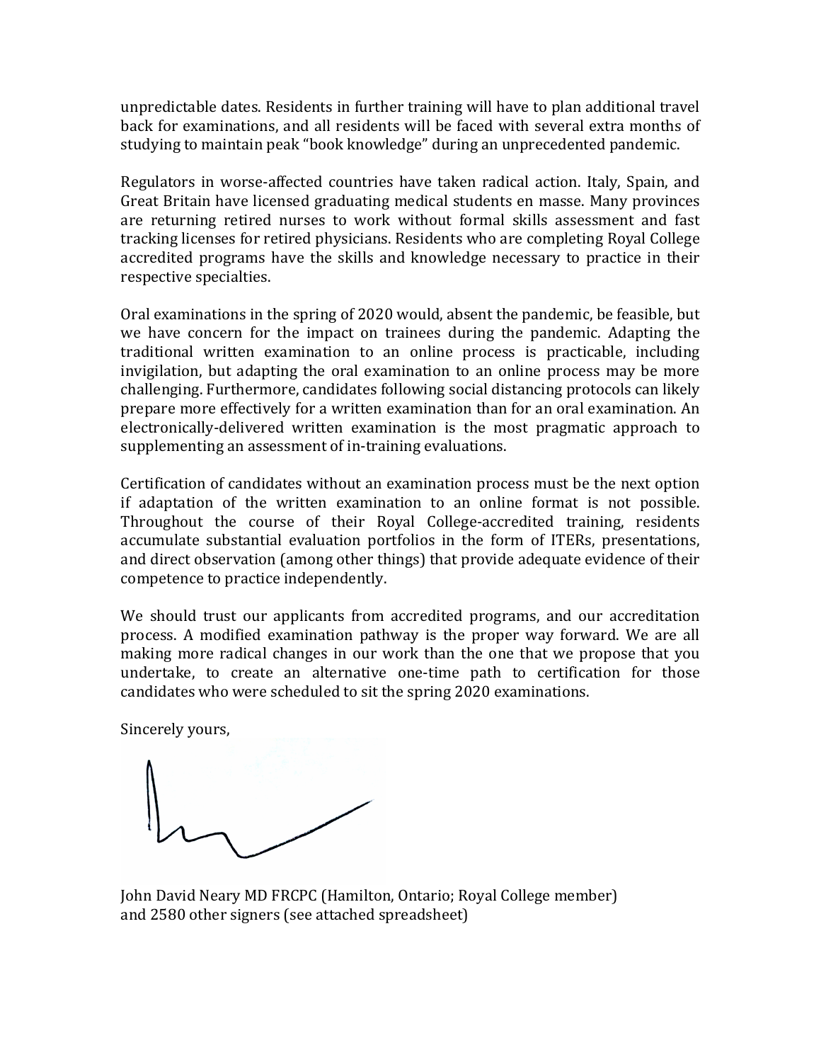unpredictable dates. Residents in further training will have to plan additional travel back for examinations, and all residents will be faced with several extra months of studying to maintain peak "book knowledge" during an unprecedented pandemic.

Regulators in worse-affected countries have taken radical action. Italy, Spain, and Great Britain have licensed graduating medical students en masse. Many provinces are returning retired nurses to work without formal skills assessment and fast tracking licenses for retired physicians. Residents who are completing Royal College accredited programs have the skills and knowledge necessary to practice in their respective specialties.

Oral examinations in the spring of 2020 would, absent the pandemic, be feasible, but we have concern for the impact on trainees during the pandemic. Adapting the traditional written examination to an online process is practicable, including invigilation, but adapting the oral examination to an online process may be more challenging. Furthermore, candidates following social distancing protocols can likely prepare more effectively for a written examination than for an oral examination. An electronically-delivered written examination is the most pragmatic approach to supplementing an assessment of in-training evaluations.

Certification of candidates without an examination process must be the next option if adaptation of the written examination to an online format is not possible. Throughout the course of their Royal College-accredited training, residents accumulate substantial evaluation portfolios in the form of ITERs, presentations, and direct observation (among other things) that provide adequate evidence of their competence to practice independently.

We should trust our applicants from accredited programs, and our accreditation process. A modified examination pathway is the proper way forward. We are all making more radical changes in our work than the one that we propose that you undertake, to create an alternative one-time path to certification for those candidates who were scheduled to sit the spring 2020 examinations.

Sincerely yours,

John David Neary MD FRCPC (Hamilton, Ontario; Royal College member)
and 2580 other signers (see attached spreadsheet)